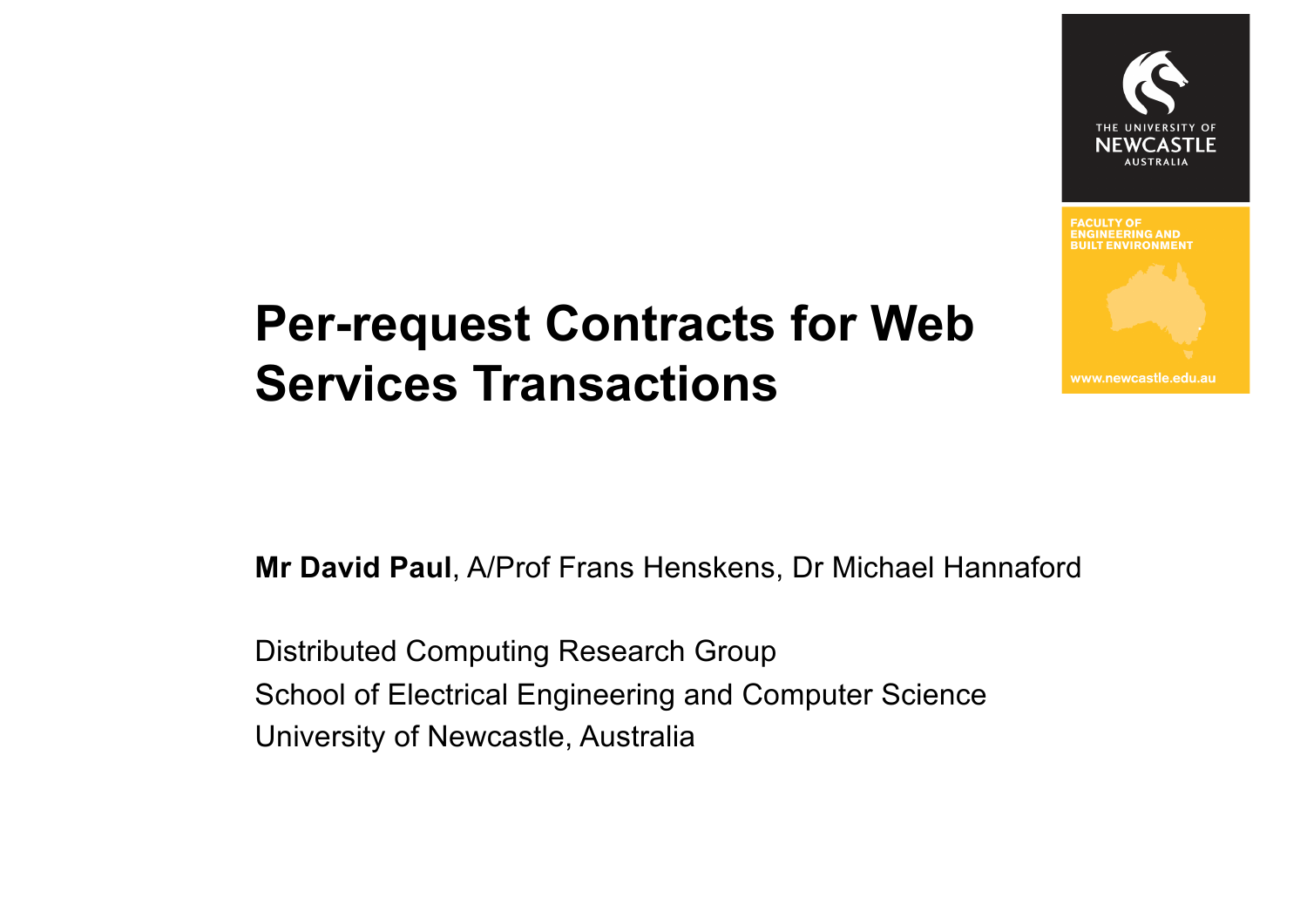# Per-request Contracts for Web Services Transactions

**Mr David Paul**, A/Prof Frans Henskens, Dr Michael Hannaford

Distributed Computing Research Group

School of Electrical Engineering and Computer Science

University of Newcastle, Australia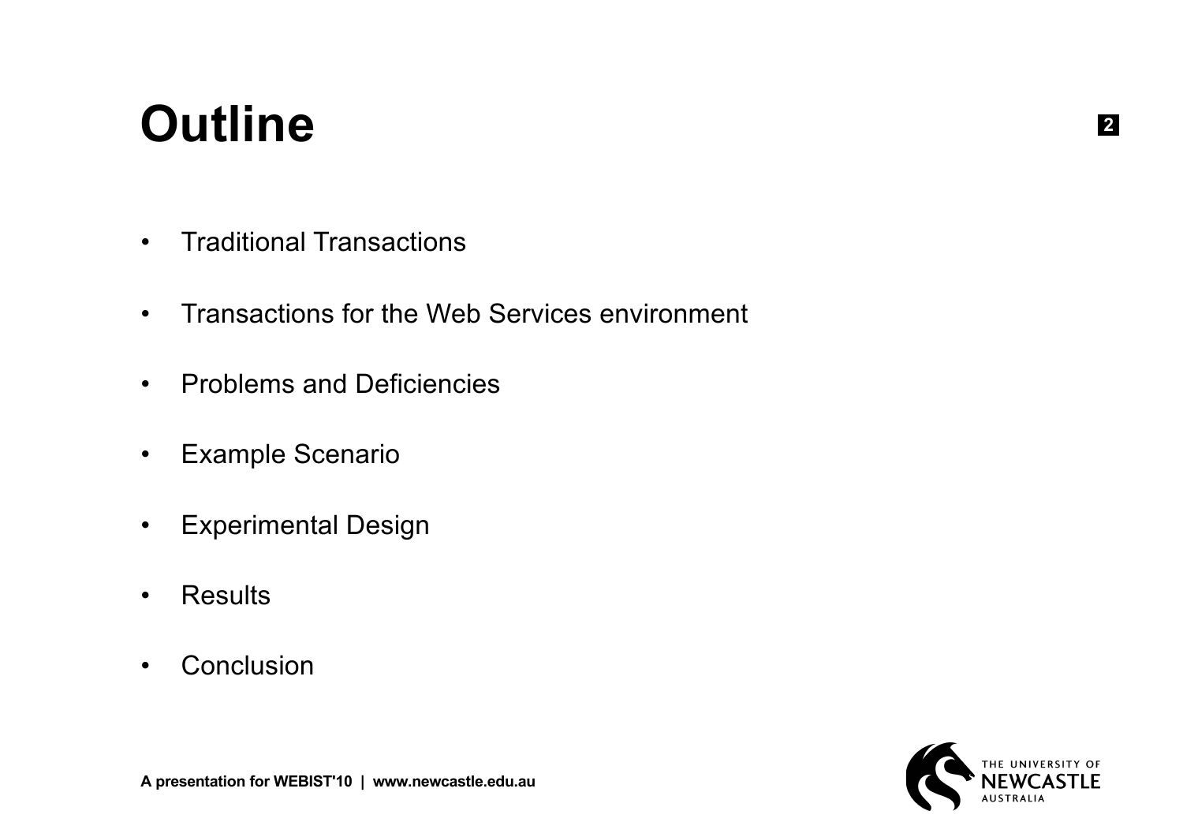# Outline

- Traditional Transactions
- Transactions for the Web Services environment
- Problems and Deficiencies
- Example Scenario
- Experimental Design
- Results
- Conclusion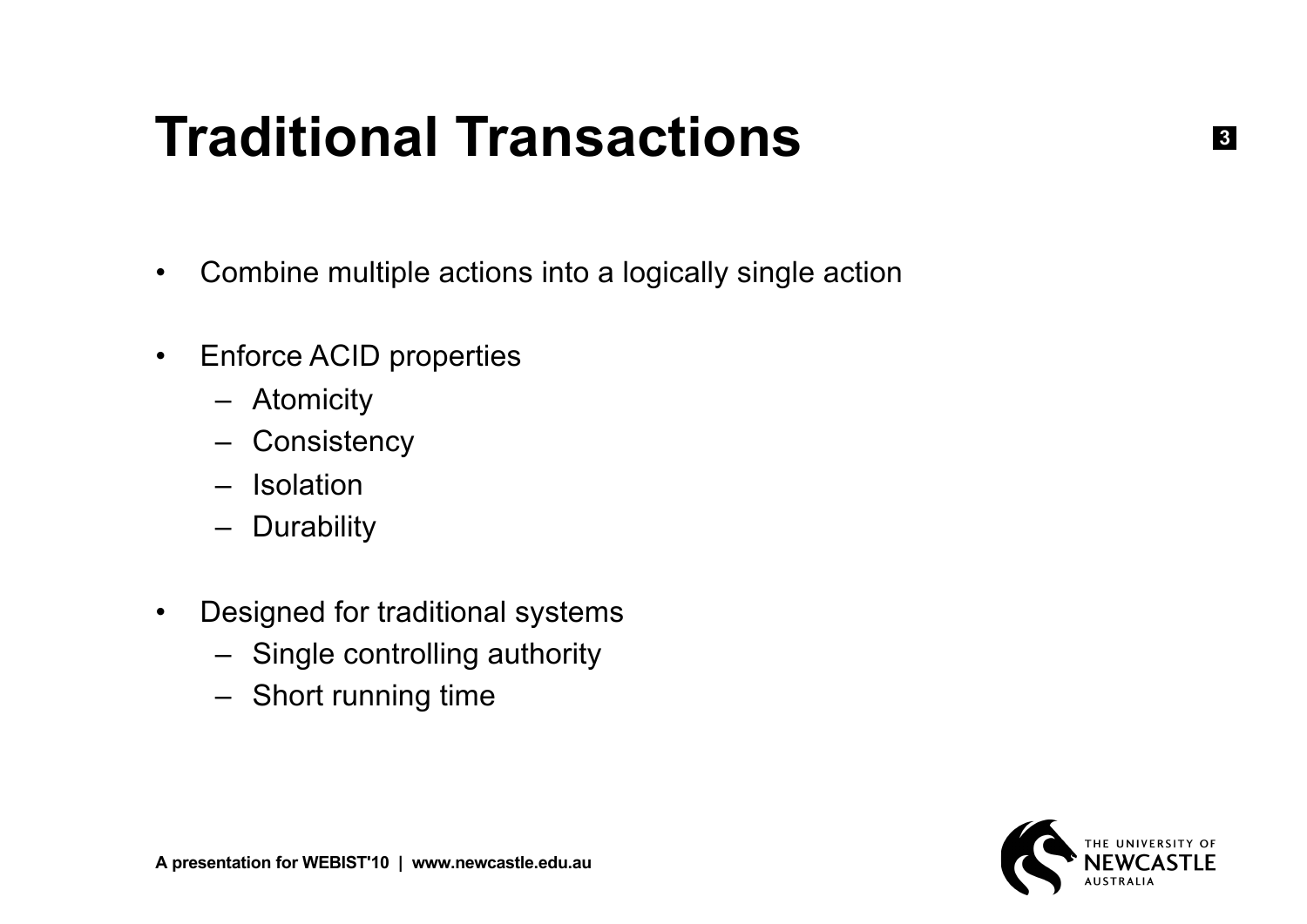# Traditional Transactions

- Combine multiple actions into a logically single action
- Enforce ACID properties
  - Atomicity
  - Consistency
  - Isolation
  - Durability
- Designed for traditional systems
  - Single controlling authority
  - Short running time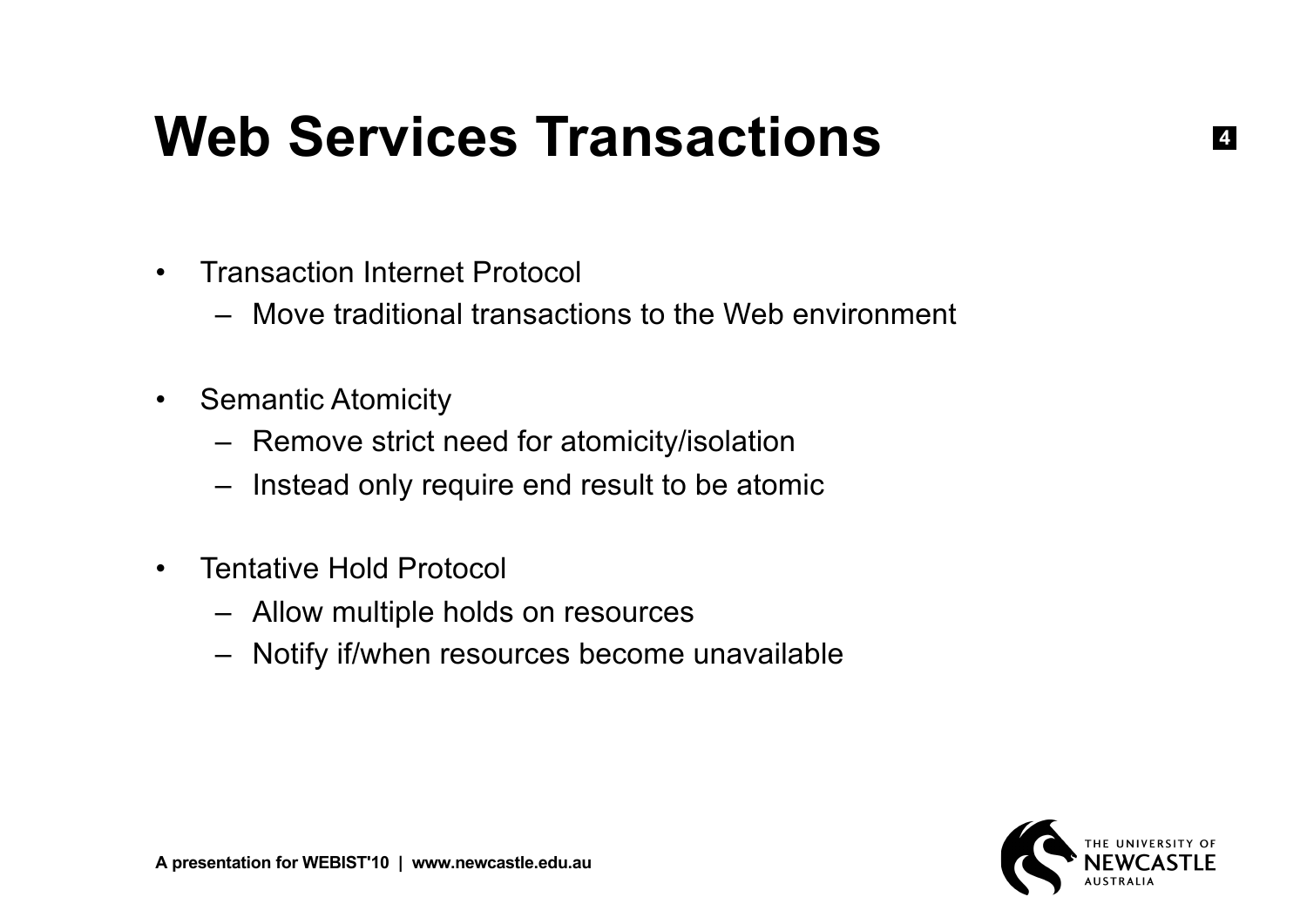# Web Services Transactions

- Transaction Internet Protocol
  - Move traditional transactions to the Web environment
- Semantic Atomicity
  - Remove strict need for atomicity/isolation
  - Instead only require end result to be atomic
- Tentative Hold Protocol
  - Allow multiple holds on resources
  - Notify if/when resources become unavailable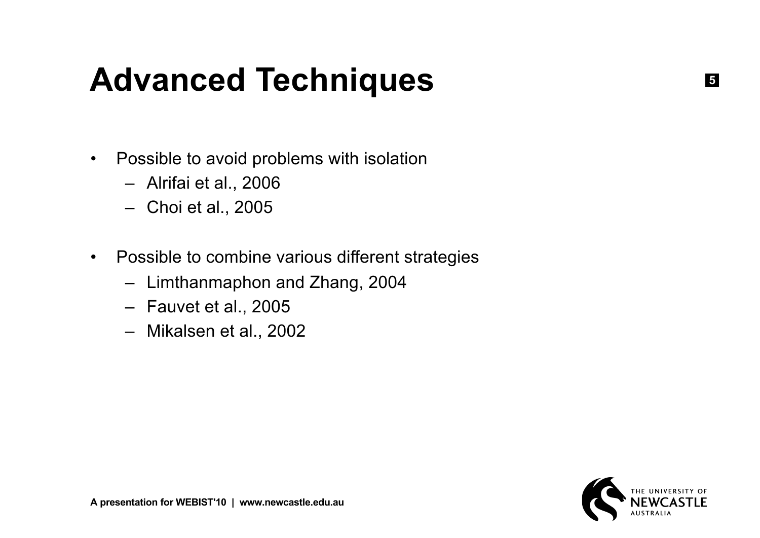# Advanced Techniques

- Possible to avoid problems with isolation
  - Alrifai et al., 2006
  - Choi et al., 2005
- Possible to combine various different strategies
  - Limthanmaphon and Zhang, 2004
  - Fauvet et al., 2005
  - Mikalsen et al., 2002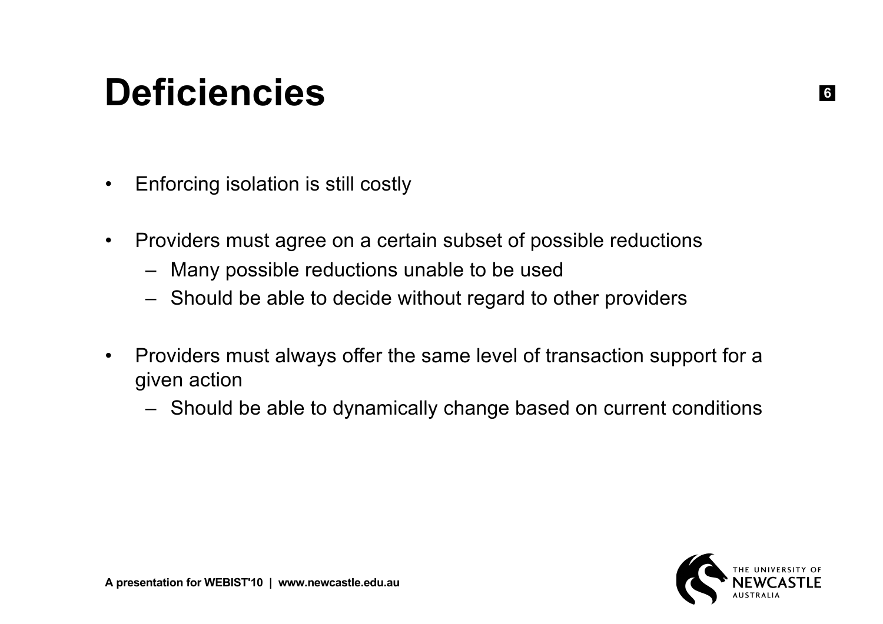# Deficiencies

- Enforcing isolation is still costly
- Providers must agree on a certain subset of possible reductions
  - Many possible reductions unable to be used
  - Should be able to decide without regard to other providers
- Providers must always offer the same level of transaction support for a given action
  - Should be able to dynamically change based on current conditions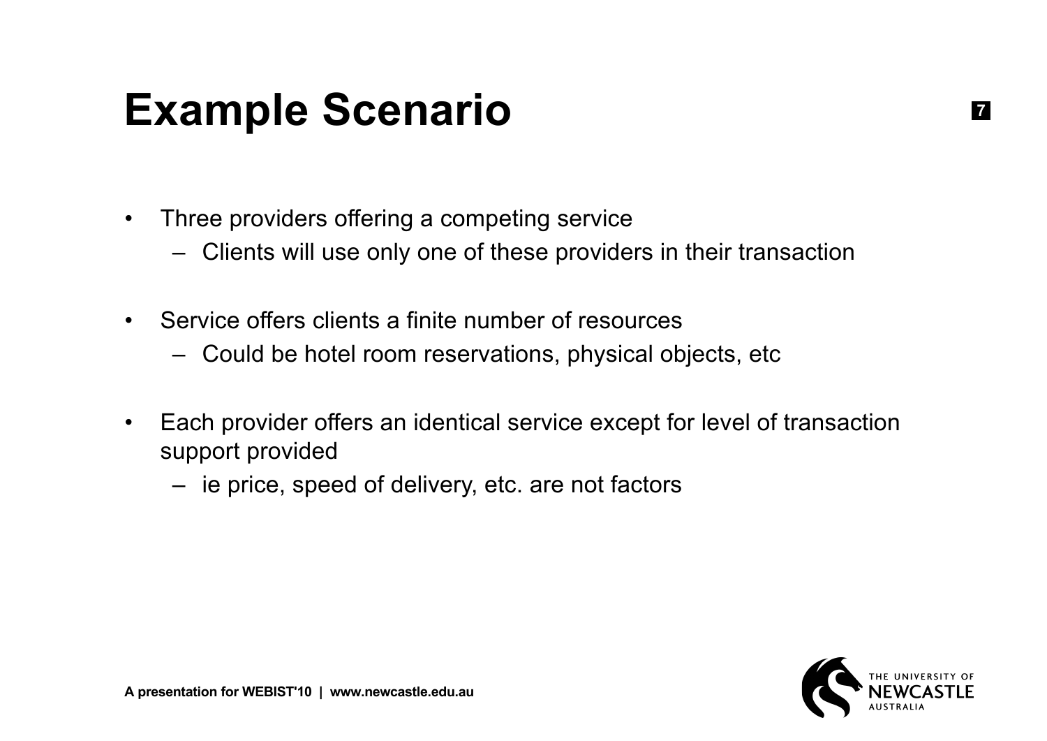# Example Scenario

- Three providers offering a competing service
  - Clients will use only one of these providers in their transaction
- Service offers clients a finite number of resources
  - Could be hotel room reservations, physical objects, etc
- Each provider offers an identical service except for level of transaction support provided
  - ie price, speed of delivery, etc. are not factors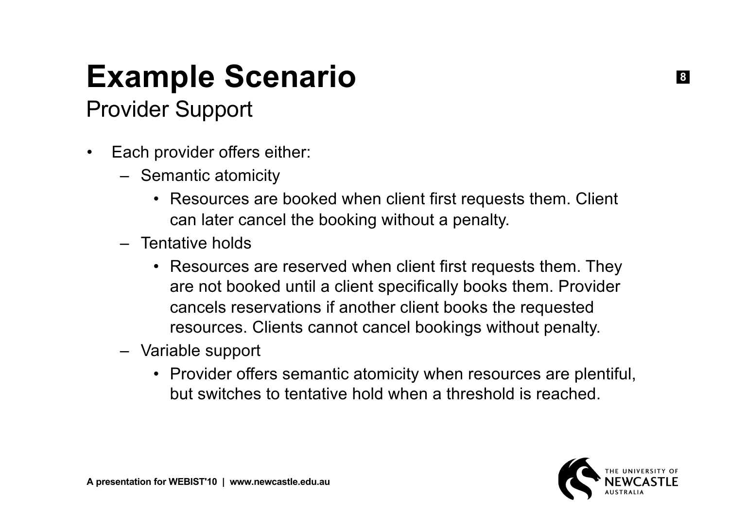# Example Scenario

## Provider Support

- Each provider offers either:
  - Semantic atomicity
    - Resources are booked when client first requests them. Client can later cancel the booking without a penalty.
  - Tentative holds
    - Resources are reserved when client first requests them. They are not booked until a client specifically books them. Provider cancels reservations if another client books the requested resources. Clients cannot cancel bookings without penalty.
  - Variable support
    - Provider offers semantic atomicity when resources are plentiful, but switches to tentative hold when a threshold is reached.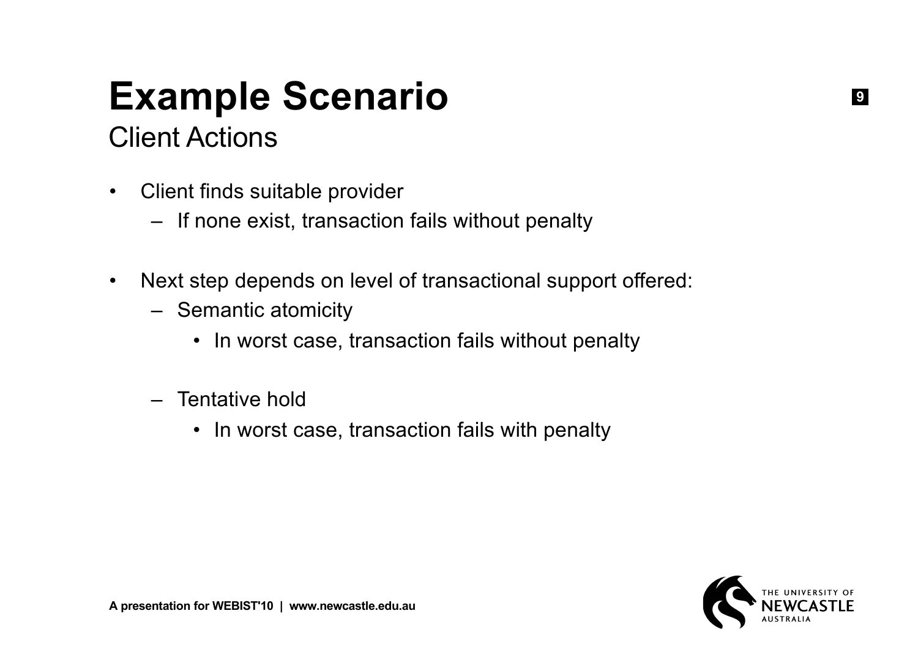# Example Scenario

## Client Actions

- Client finds suitable provider
  - If none exist, transaction fails without penalty

- Next step depends on level of transactional support offered:
  - Semantic atomicity
    - In worst case, transaction fails without penalty

  - Tentative hold
    - In worst case, transaction fails with penalty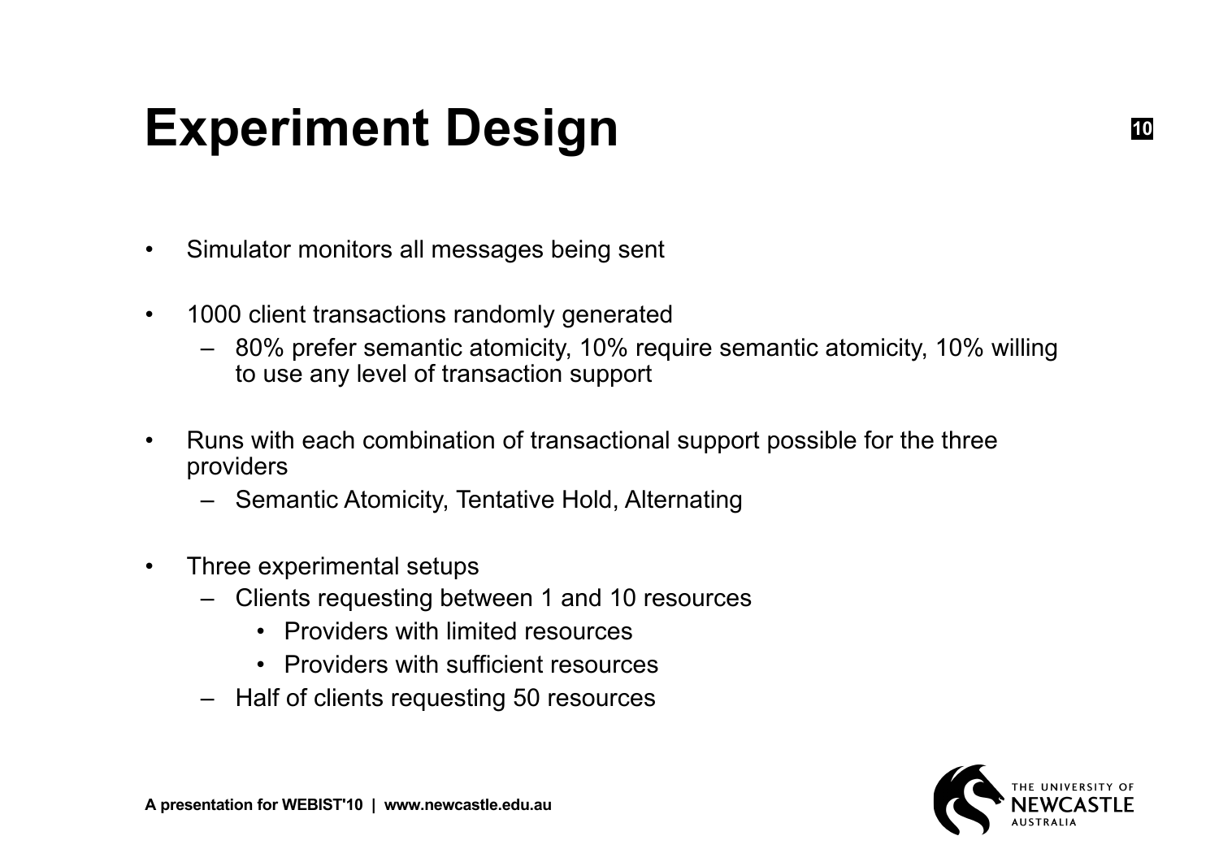# Experiment Design

- Simulator monitors all messages being sent
- 1000 client transactions randomly generated
  - 80% prefer semantic atomicity, 10% require semantic atomicity, 10% willing to use any level of transaction support
- Runs with each combination of transactional support possible for the three providers
  - Semantic Atomicity, Tentative Hold, Alternating
- Three experimental setups
  - Clients requesting between 1 and 10 resources
    - Providers with limited resources
    - Providers with sufficient resources
  - Half of clients requesting 50 resources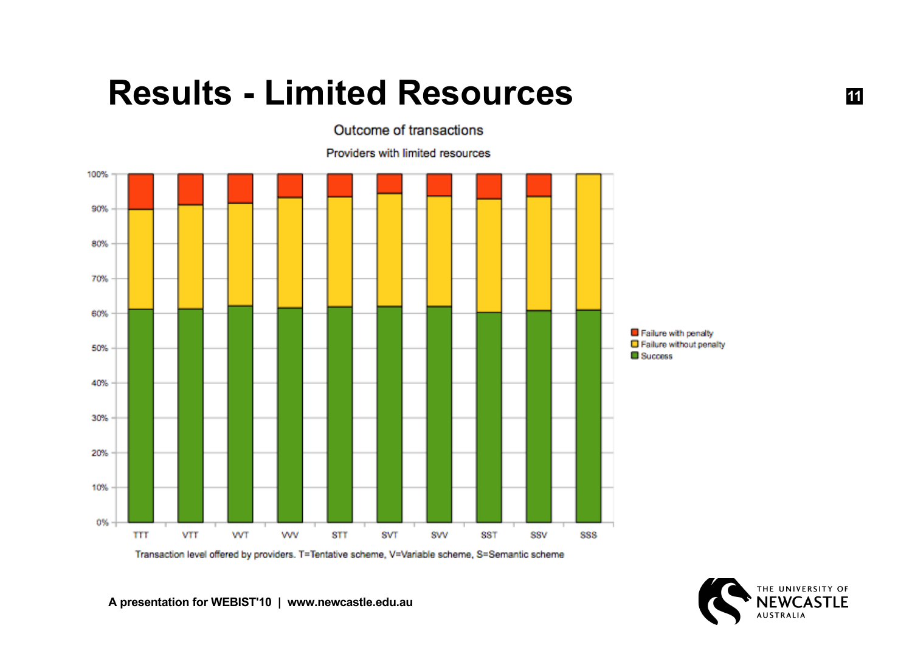# Results - Limited Resources

Outcome of transactions

Providers with limited resources

Transaction level offered by providers. T=Tentative scheme, V=Variable scheme, S=Semantic scheme

- Failure with penalty
- Failure without penalty
- Success

TTT, VTT, VVT, VVV, STT, SVT, SVV, SST, SSV, SSS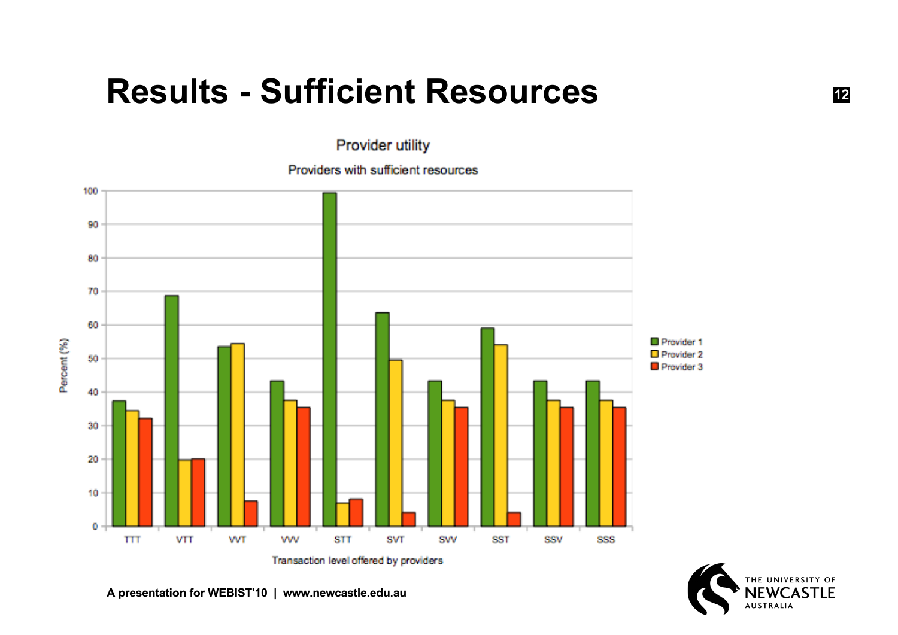# Results - Sufficient Resources

Provider utility

Providers with sufficient resources

Percent (%)

Transaction level offered by providers

Provider 1
Provider 2
Provider 3

TTT VTT VVT VVV STT SVT SVV SST SSV SSS

A presentation for WEBIST'10 | www.newcastle.edu.au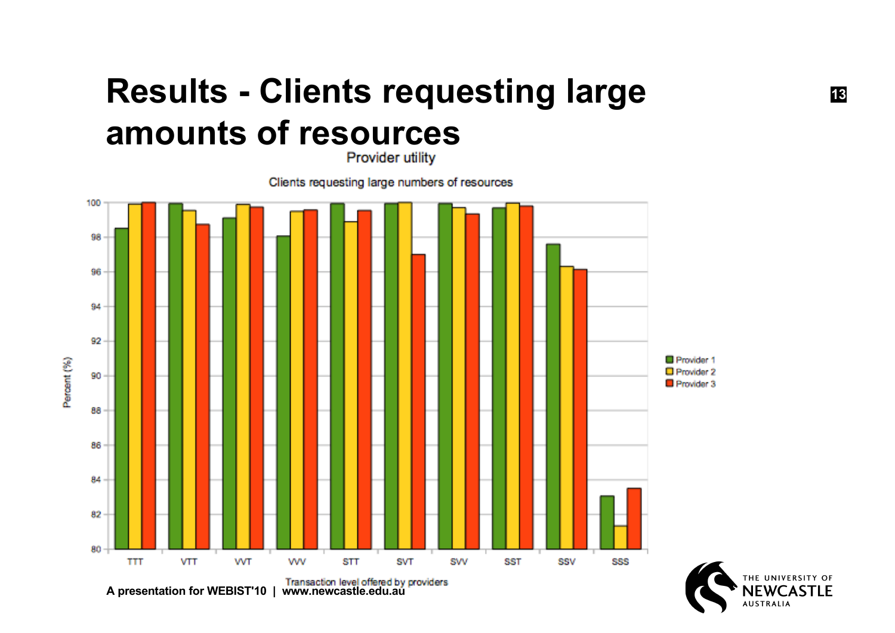# Results - Clients requesting large amounts of resources

Provider utility

Clients requesting large numbers of resources

| Transaction level offered by providers | Provider 1 | Provider 2 | Provider 3 |
|---|---|---|---|
| TTT | 98.5 | 99.9 | 100 |
| VTT | 99.95 | 99.55 | 98.75 |
| VVT | 99.1 | 99.9 | 99.75 |
| VVV | 98.05 | 99.5 | 99.6 |
| STT | 99.95 | 98.9 | 99.55 |
| SVT | 99.95 | 100 | 97 |
| SVV | 99.95 | 99.7 | 99.35 |
| SST | 99.7 | 99.95 | 99.8 |
| SSV | 97.6 | 96.3 | 96.15 |
| SSS | 83.05 | 81.3 | 83.5 |

Percent (%)

A presentation for WEBIST'10 | www.newcastle.edu.au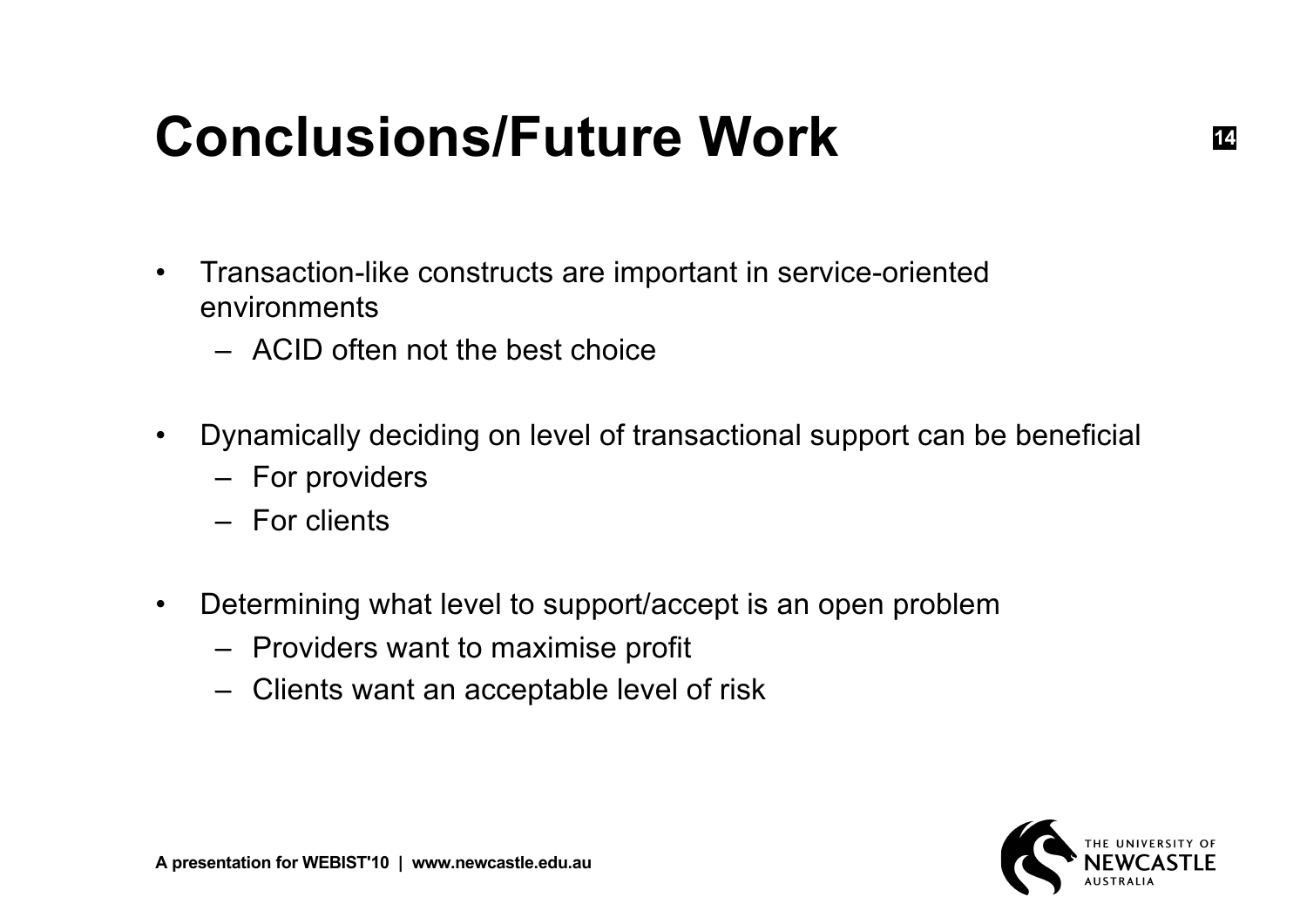# Conclusions/Future Work

- Transaction-like constructs are important in service-oriented environments
  - ACID often not the best choice
- Dynamically deciding on level of transactional support can be beneficial
  - For providers
  - For clients
- Determining what level to support/accept is an open problem
  - Providers want to maximise profit
  - Clients want an acceptable level of risk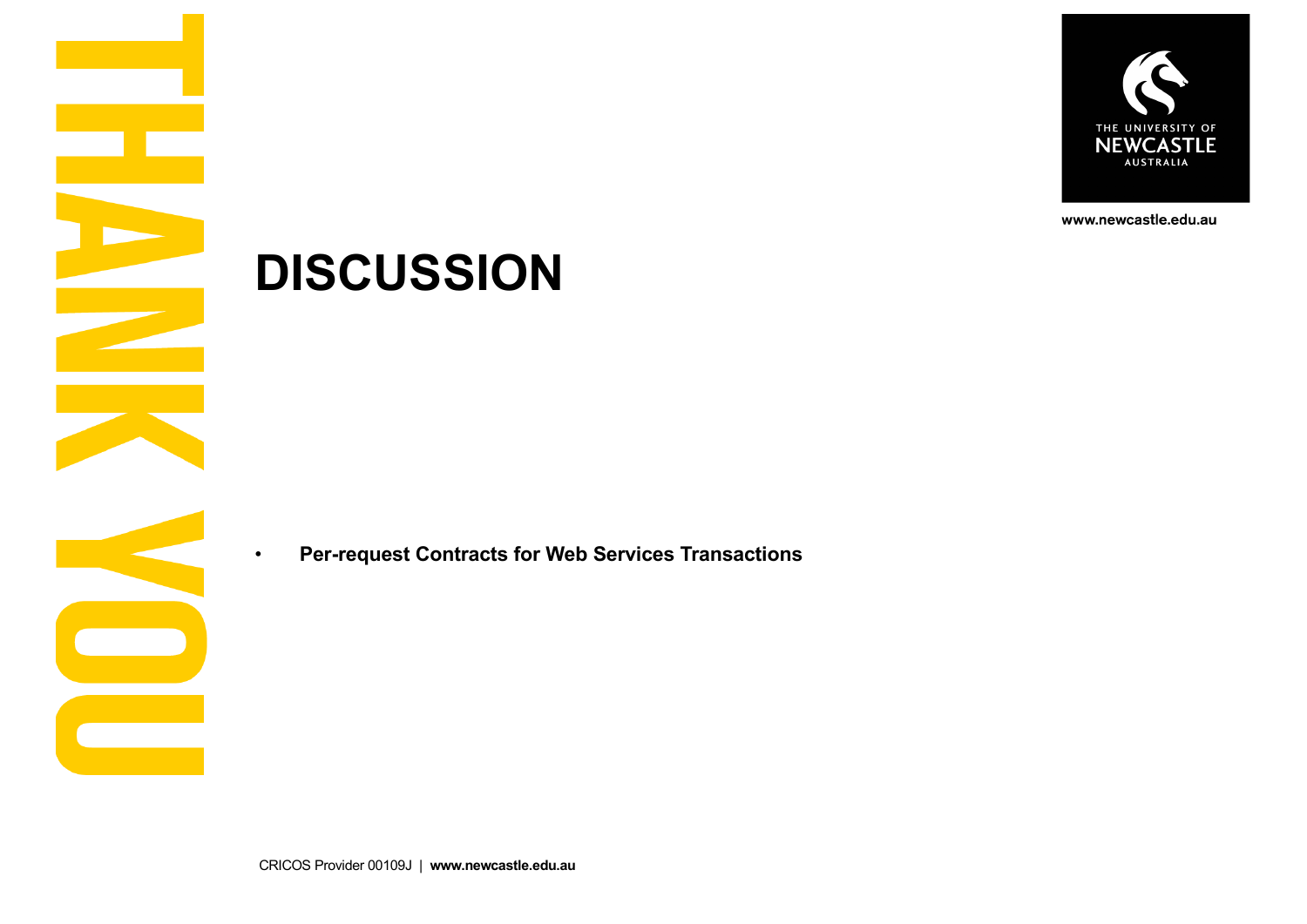THANK YOU

# DISCUSSION

- **Per-request Contracts for Web Services Transactions**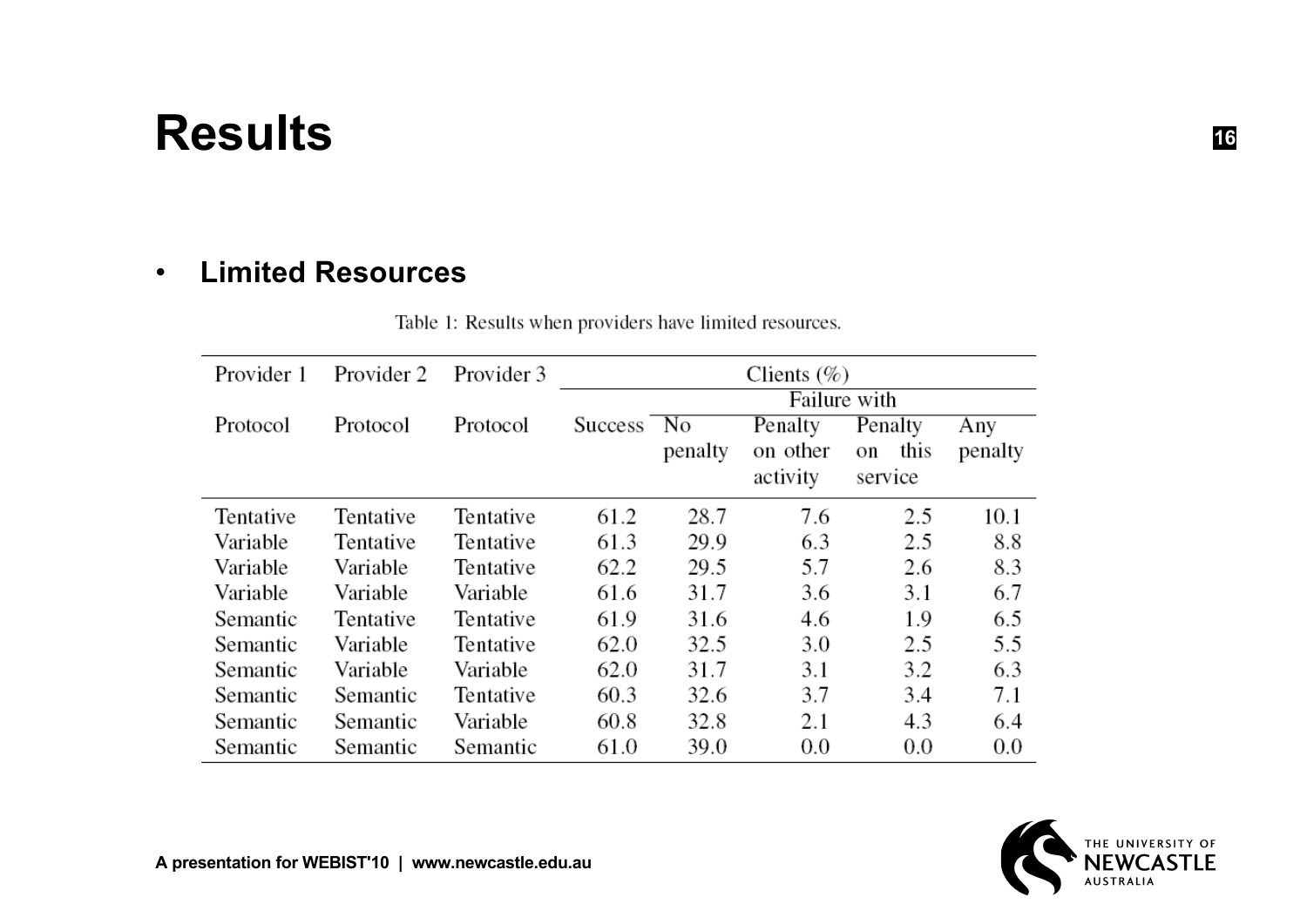# Results

- **Limited Resources**

Table 1: Results when providers have limited resources.

| Provider 1 | Provider 2 | Provider 3 | Clients (%) | | | | |
|---|---|---|---|---|---|---|---|
| | | | | Failure with | | | |
| Protocol | Protocol | Protocol | Success | No penalty | Penalty on other activity | Penalty on this service | Any penalty |
| Tentative | Tentative | Tentative | 61.2 | 28.7 | 7.6 | 2.5 | 10.1 |
| Variable | Tentative | Tentative | 61.3 | 29.9 | 6.3 | 2.5 | 8.8 |
| Variable | Variable | Tentative | 62.2 | 29.5 | 5.7 | 2.6 | 8.3 |
| Variable | Variable | Variable | 61.6 | 31.7 | 3.6 | 3.1 | 6.7 |
| Semantic | Tentative | Tentative | 61.9 | 31.6 | 4.6 | 1.9 | 6.5 |
| Semantic | Variable | Tentative | 62.0 | 32.5 | 3.0 | 2.5 | 5.5 |
| Semantic | Variable | Variable | 62.0 | 31.7 | 3.1 | 3.2 | 6.3 |
| Semantic | Semantic | Tentative | 60.3 | 32.6 | 3.7 | 3.4 | 7.1 |
| Semantic | Semantic | Variable | 60.8 | 32.8 | 2.1 | 4.3 | 6.4 |
| Semantic | Semantic | Semantic | 61.0 | 39.0 | 0.0 | 0.0 | 0.0 |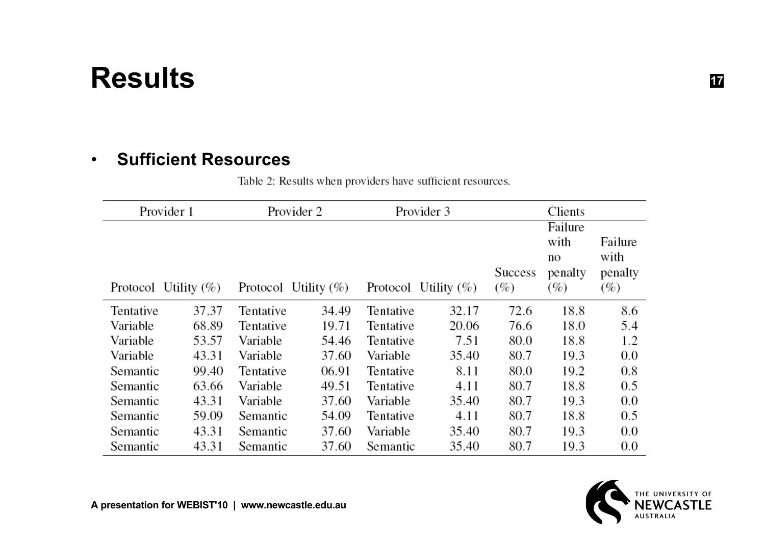# Results

- **Sufficient Resources**

Table 2: Results when providers have sufficient resources.

| Provider 1 | | Provider 2 | | Provider 3 | | Clients | | |
|---|---|---|---|---|---|---|---|---|
| Protocol | Utility (%) | Protocol | Utility (%) | Protocol | Utility (%) | Success (%) | Failure with no penalty (%) | Failure with penalty (%) |
| Tentative | 37.37 | Tentative | 34.49 | Tentative | 32.17 | 72.6 | 18.8 | 8.6 |
| Variable | 68.89 | Tentative | 19.71 | Tentative | 20.06 | 76.6 | 18.0 | 5.4 |
| Variable | 53.57 | Variable | 54.46 | Tentative | 7.51 | 80.0 | 18.8 | 1.2 |
| Variable | 43.31 | Variable | 37.60 | Variable | 35.40 | 80.7 | 19.3 | 0.0 |
| Semantic | 99.40 | Tentative | 06.91 | Tentative | 8.11 | 80.0 | 19.2 | 0.8 |
| Semantic | 63.66 | Variable | 49.51 | Tentative | 4.11 | 80.7 | 18.8 | 0.5 |
| Semantic | 43.31 | Variable | 37.60 | Variable | 35.40 | 80.7 | 19.3 | 0.0 |
| Semantic | 59.09 | Semantic | 54.09 | Tentative | 4.11 | 80.7 | 18.8 | 0.5 |
| Semantic | 43.31 | Semantic | 37.60 | Variable | 35.40 | 80.7 | 19.3 | 0.0 |
| Semantic | 43.31 | Semantic | 37.60 | Semantic | 35.40 | 80.7 | 19.3 | 0.0 |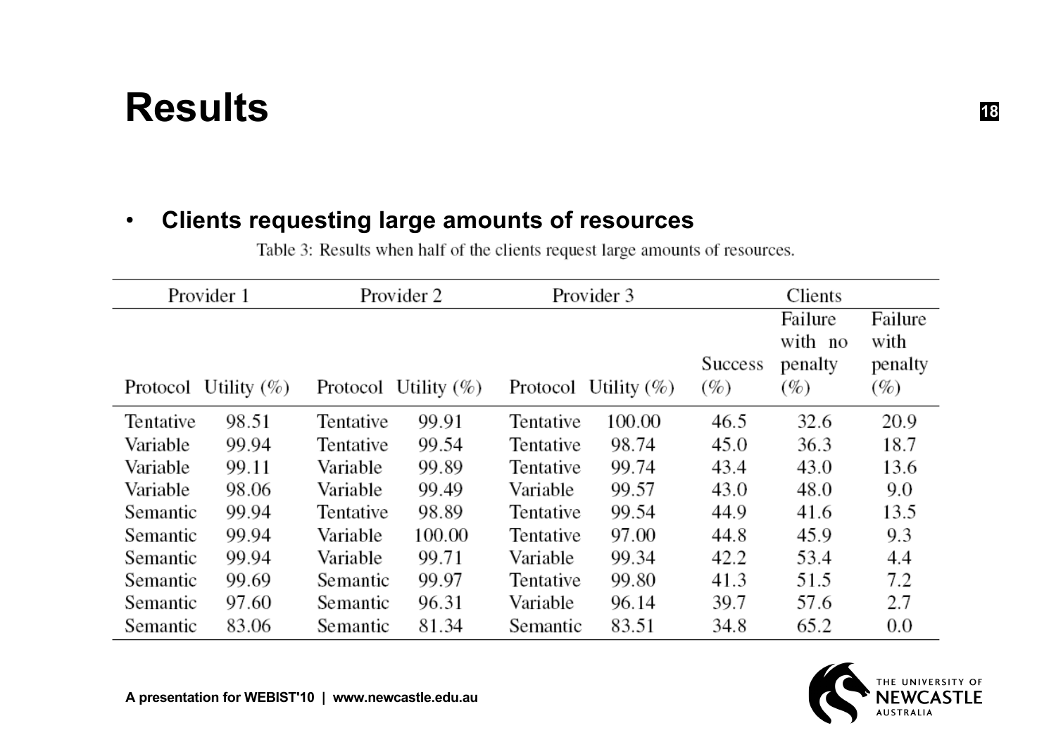# Results

- **Clients requesting large amounts of resources**

Table 3: Results when half of the clients request large amounts of resources.

| Provider 1 | | Provider 2 | | Provider 3 | | Clients | | |
|---|---|---|---|---|---|---|---|---|
| Protocol | Utility (%) | Protocol | Utility (%) | Protocol | Utility (%) | Success (%) | Failure with no penalty (%) | Failure with penalty (%) |
| Tentative | 98.51 | Tentative | 99.91 | Tentative | 100.00 | 46.5 | 32.6 | 20.9 |
| Variable | 99.94 | Tentative | 99.54 | Tentative | 98.74 | 45.0 | 36.3 | 18.7 |
| Variable | 99.11 | Variable | 99.89 | Tentative | 99.74 | 43.4 | 43.0 | 13.6 |
| Variable | 98.06 | Variable | 99.49 | Variable | 99.57 | 43.0 | 48.0 | 9.0 |
| Semantic | 99.94 | Tentative | 98.89 | Tentative | 99.54 | 44.9 | 41.6 | 13.5 |
| Semantic | 99.94 | Variable | 100.00 | Tentative | 97.00 | 44.8 | 45.9 | 9.3 |
| Semantic | 99.94 | Variable | 99.71 | Variable | 99.34 | 42.2 | 53.4 | 4.4 |
| Semantic | 99.69 | Semantic | 99.97 | Tentative | 99.80 | 41.3 | 51.5 | 7.2 |
| Semantic | 97.60 | Semantic | 96.31 | Variable | 96.14 | 39.7 | 57.6 | 2.7 |
| Semantic | 83.06 | Semantic | 81.34 | Semantic | 83.51 | 34.8 | 65.2 | 0.0 |